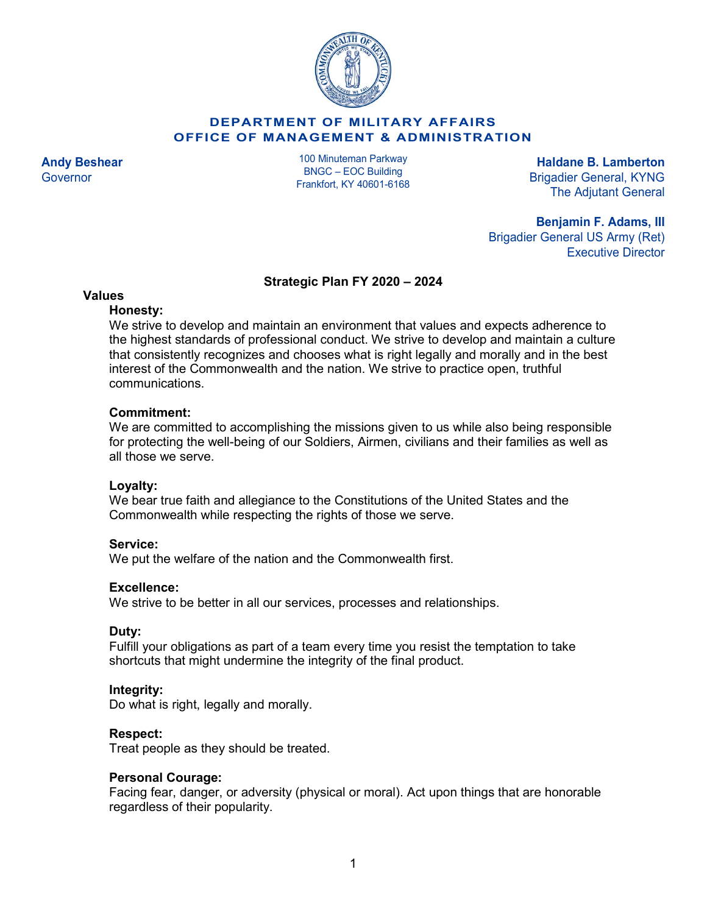**DEPARTMENT OF MILITARY AFFAIRS**
**OFFICE OF MANAGEMENT & ADMINISTRATION**

**Andy Beshear**
Governor

100 Minuteman Parkway
BNGC – EOC Building
Frankfort, KY 40601-6168

**Haldane B. Lamberton**
Brigadier General, KYNG
The Adjutant General

**Benjamin F. Adams, III**
Brigadier General US Army (Ret)
Executive Director

# Strategic Plan FY 2020 – 2024

## Values

### Honesty:
We strive to develop and maintain an environment that values and expects adherence to the highest standards of professional conduct. We strive to develop and maintain a culture that consistently recognizes and chooses what is right legally and morally and in the best interest of the Commonwealth and the nation. We strive to practice open, truthful communications.

### Commitment:
We are committed to accomplishing the missions given to us while also being responsible for protecting the well-being of our Soldiers, Airmen, civilians and their families as well as all those we serve.

### Loyalty:
We bear true faith and allegiance to the Constitutions of the United States and the Commonwealth while respecting the rights of those we serve.

### Service:
We put the welfare of the nation and the Commonwealth first.

### Excellence:
We strive to be better in all our services, processes and relationships.

### Duty:
Fulfill your obligations as part of a team every time you resist the temptation to take shortcuts that might undermine the integrity of the final product.

### Integrity:
Do what is right, legally and morally.

### Respect:
Treat people as they should be treated.

### Personal Courage:
Facing fear, danger, or adversity (physical or moral). Act upon things that are honorable regardless of their popularity.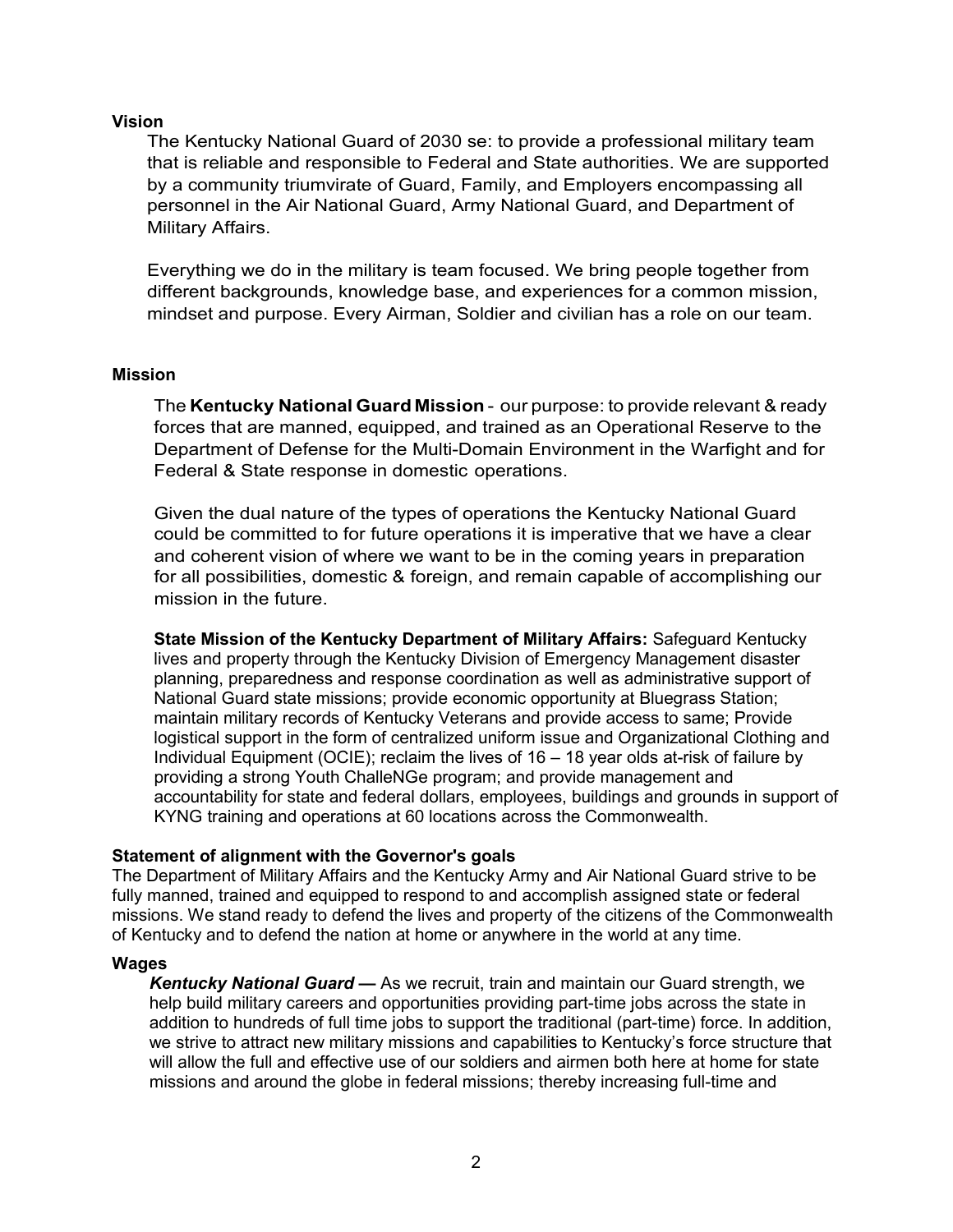**Vision**

The Kentucky National Guard of 2030 se: to provide a professional military team that is reliable and responsible to Federal and State authorities. We are supported by a community triumvirate of Guard, Family, and Employers encompassing all personnel in the Air National Guard, Army National Guard, and Department of Military Affairs.

Everything we do in the military is team focused. We bring people together from different backgrounds, knowledge base, and experiences for a common mission, mindset and purpose. Every Airman, Soldier and civilian has a role on our team.

**Mission**

The **Kentucky National Guard Mission** - our purpose: to provide relevant & ready forces that are manned, equipped, and trained as an Operational Reserve to the Department of Defense for the Multi-Domain Environment in the Warfight and for Federal & State response in domestic operations.

Given the dual nature of the types of operations the Kentucky National Guard could be committed to for future operations it is imperative that we have a clear and coherent vision of where we want to be in the coming years in preparation for all possibilities, domestic & foreign, and remain capable of accomplishing our mission in the future.

**State Mission of the Kentucky Department of Military Affairs:** Safeguard Kentucky lives and property through the Kentucky Division of Emergency Management disaster planning, preparedness and response coordination as well as administrative support of National Guard state missions; provide economic opportunity at Bluegrass Station; maintain military records of Kentucky Veterans and provide access to same; Provide logistical support in the form of centralized uniform issue and Organizational Clothing and Individual Equipment (OCIE); reclaim the lives of 16 – 18 year olds at-risk of failure by providing a strong Youth ChalleNGe program; and provide management and accountability for state and federal dollars, employees, buildings and grounds in support of KYNG training and operations at 60 locations across the Commonwealth.

**Statement of alignment with the Governor's goals**

The Department of Military Affairs and the Kentucky Army and Air National Guard strive to be fully manned, trained and equipped to respond to and accomplish assigned state or federal missions. We stand ready to defend the lives and property of the citizens of the Commonwealth of Kentucky and to defend the nation at home or anywhere in the world at any time.

**Wages**

***Kentucky National Guard —*** As we recruit, train and maintain our Guard strength, we help build military careers and opportunities providing part-time jobs across the state in addition to hundreds of full time jobs to support the traditional (part-time) force. In addition, we strive to attract new military missions and capabilities to Kentucky's force structure that will allow the full and effective use of our soldiers and airmen both here at home for state missions and around the globe in federal missions; thereby increasing full-time and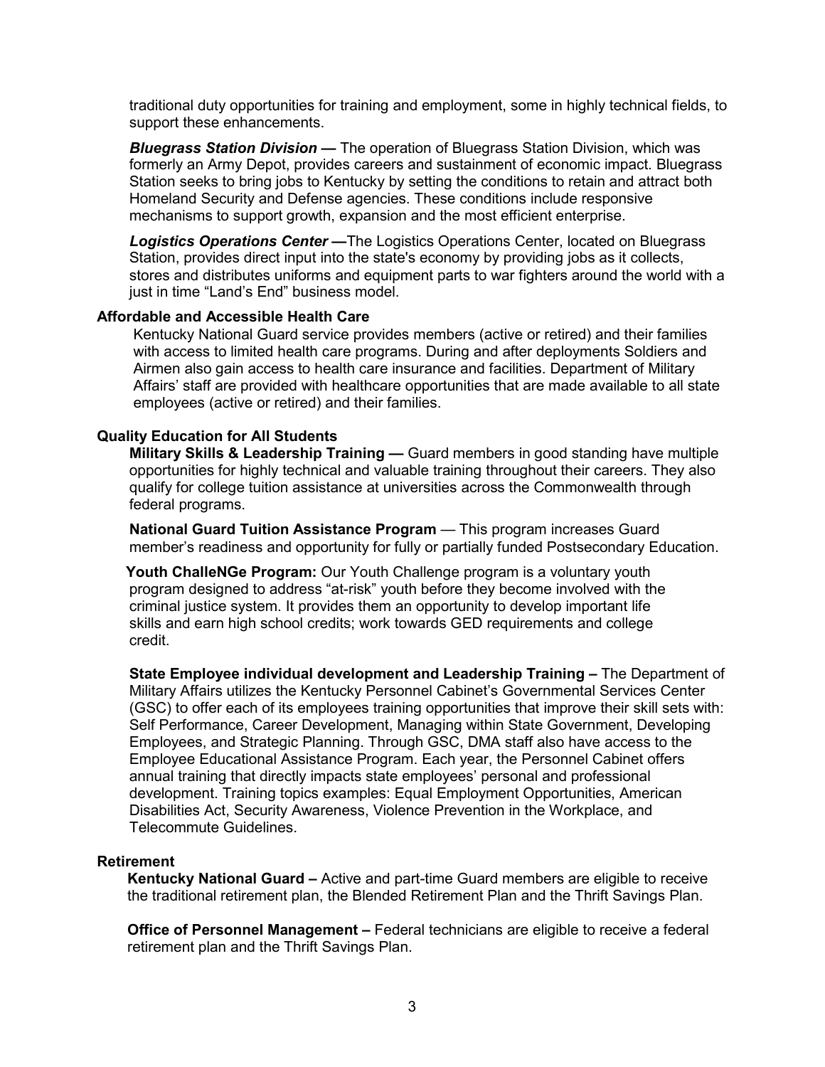traditional duty opportunities for training and employment, some in highly technical fields, to support these enhancements.

***Bluegrass Station Division —*** The operation of Bluegrass Station Division, which was formerly an Army Depot, provides careers and sustainment of economic impact. Bluegrass Station seeks to bring jobs to Kentucky by setting the conditions to retain and attract both Homeland Security and Defense agencies. These conditions include responsive mechanisms to support growth, expansion and the most efficient enterprise.

***Logistics Operations Center —***The Logistics Operations Center, located on Bluegrass Station, provides direct input into the state's economy by providing jobs as it collects, stores and distributes uniforms and equipment parts to war fighters around the world with a just in time "Land's End" business model.

**Affordable and Accessible Health Care**

Kentucky National Guard service provides members (active or retired) and their families with access to limited health care programs. During and after deployments Soldiers and Airmen also gain access to health care insurance and facilities. Department of Military Affairs' staff are provided with healthcare opportunities that are made available to all state employees (active or retired) and their families.

**Quality Education for All Students**

**Military Skills & Leadership Training —** Guard members in good standing have multiple opportunities for highly technical and valuable training throughout their careers. They also qualify for college tuition assistance at universities across the Commonwealth through federal programs.

**National Guard Tuition Assistance Program** — This program increases Guard member's readiness and opportunity for fully or partially funded Postsecondary Education.

**Youth ChalleNGe Program:** Our Youth Challenge program is a voluntary youth program designed to address "at-risk" youth before they become involved with the criminal justice system. It provides them an opportunity to develop important life skills and earn high school credits; work towards GED requirements and college credit.

**State Employee individual development and Leadership Training –** The Department of Military Affairs utilizes the Kentucky Personnel Cabinet's Governmental Services Center (GSC) to offer each of its employees training opportunities that improve their skill sets with: Self Performance, Career Development, Managing within State Government, Developing Employees, and Strategic Planning. Through GSC, DMA staff also have access to the Employee Educational Assistance Program. Each year, the Personnel Cabinet offers annual training that directly impacts state employees' personal and professional development. Training topics examples: Equal Employment Opportunities, American Disabilities Act, Security Awareness, Violence Prevention in the Workplace, and Telecommute Guidelines.

**Retirement**

**Kentucky National Guard –** Active and part-time Guard members are eligible to receive the traditional retirement plan, the Blended Retirement Plan and the Thrift Savings Plan.

**Office of Personnel Management –** Federal technicians are eligible to receive a federal retirement plan and the Thrift Savings Plan.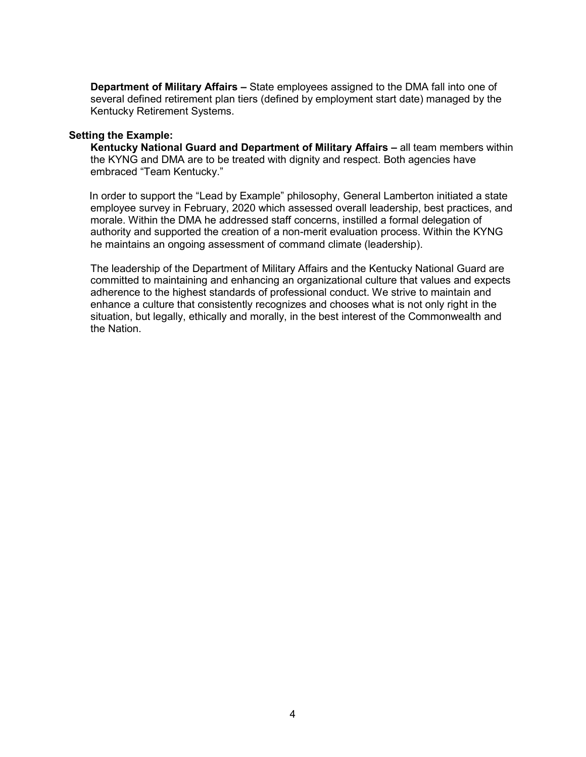**Department of Military Affairs –** State employees assigned to the DMA fall into one of several defined retirement plan tiers (defined by employment start date) managed by the Kentucky Retirement Systems.

**Setting the Example:**

**Kentucky National Guard and Department of Military Affairs –** all team members within the KYNG and DMA are to be treated with dignity and respect. Both agencies have embraced "Team Kentucky."

In order to support the "Lead by Example" philosophy, General Lamberton initiated a state employee survey in February, 2020 which assessed overall leadership, best practices, and morale. Within the DMA he addressed staff concerns, instilled a formal delegation of authority and supported the creation of a non-merit evaluation process. Within the KYNG he maintains an ongoing assessment of command climate (leadership).

The leadership of the Department of Military Affairs and the Kentucky National Guard are committed to maintaining and enhancing an organizational culture that values and expects adherence to the highest standards of professional conduct. We strive to maintain and enhance a culture that consistently recognizes and chooses what is not only right in the situation, but legally, ethically and morally, in the best interest of the Commonwealth and the Nation.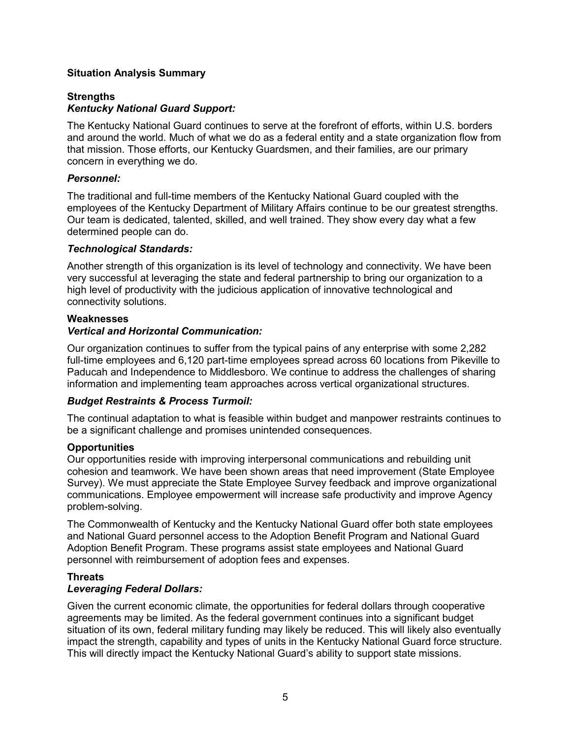**Situation Analysis Summary**

**Strengths**

***Kentucky National Guard Support:***

The Kentucky National Guard continues to serve at the forefront of efforts, within U.S. borders and around the world. Much of what we do as a federal entity and a state organization flow from that mission. Those efforts, our Kentucky Guardsmen, and their families, are our primary concern in everything we do.

***Personnel:***

The traditional and full-time members of the Kentucky National Guard coupled with the employees of the Kentucky Department of Military Affairs continue to be our greatest strengths. Our team is dedicated, talented, skilled, and well trained. They show every day what a few determined people can do.

***Technological Standards:***

Another strength of this organization is its level of technology and connectivity. We have been very successful at leveraging the state and federal partnership to bring our organization to a high level of productivity with the judicious application of innovative technological and connectivity solutions.

**Weaknesses**

***Vertical and Horizontal Communication:***

Our organization continues to suffer from the typical pains of any enterprise with some 2,282 full-time employees and 6,120 part-time employees spread across 60 locations from Pikeville to Paducah and Independence to Middlesboro. We continue to address the challenges of sharing information and implementing team approaches across vertical organizational structures.

***Budget Restraints & Process Turmoil:***

The continual adaptation to what is feasible within budget and manpower restraints continues to be a significant challenge and promises unintended consequences.

**Opportunities**

Our opportunities reside with improving interpersonal communications and rebuilding unit cohesion and teamwork. We have been shown areas that need improvement (State Employee Survey). We must appreciate the State Employee Survey feedback and improve organizational communications. Employee empowerment will increase safe productivity and improve Agency problem-solving.

The Commonwealth of Kentucky and the Kentucky National Guard offer both state employees and National Guard personnel access to the Adoption Benefit Program and National Guard Adoption Benefit Program. These programs assist state employees and National Guard personnel with reimbursement of adoption fees and expenses.

**Threats**

***Leveraging Federal Dollars:***

Given the current economic climate, the opportunities for federal dollars through cooperative agreements may be limited. As the federal government continues into a significant budget situation of its own, federal military funding may likely be reduced. This will likely also eventually impact the strength, capability and types of units in the Kentucky National Guard force structure. This will directly impact the Kentucky National Guard's ability to support state missions.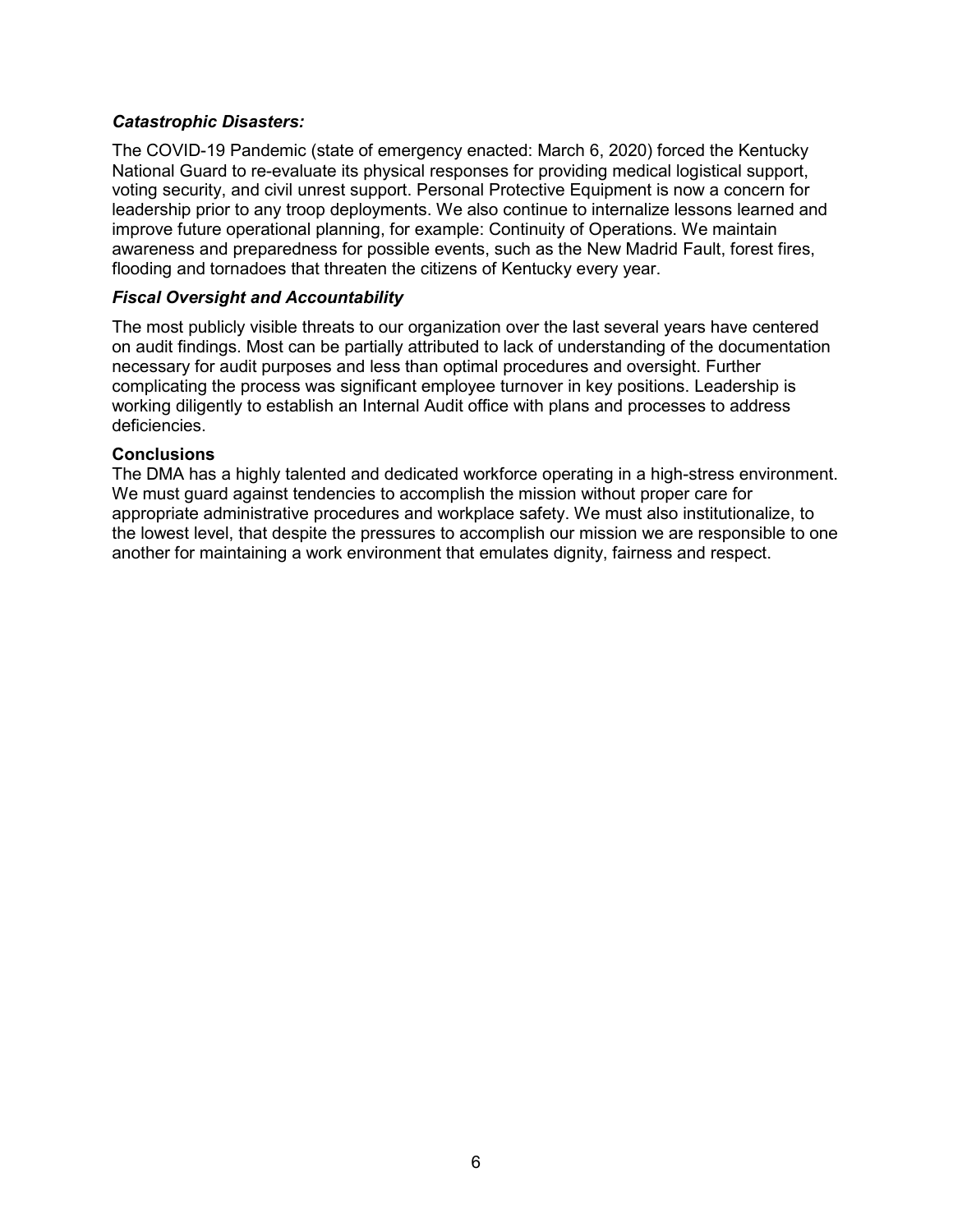### *Catastrophic Disasters:*

The COVID-19 Pandemic (state of emergency enacted: March 6, 2020) forced the Kentucky National Guard to re-evaluate its physical responses for providing medical logistical support, voting security, and civil unrest support. Personal Protective Equipment is now a concern for leadership prior to any troop deployments. We also continue to internalize lessons learned and improve future operational planning, for example: Continuity of Operations. We maintain awareness and preparedness for possible events, such as the New Madrid Fault, forest fires, flooding and tornadoes that threaten the citizens of Kentucky every year.

### *Fiscal Oversight and Accountability*

The most publicly visible threats to our organization over the last several years have centered on audit findings. Most can be partially attributed to lack of understanding of the documentation necessary for audit purposes and less than optimal procedures and oversight. Further complicating the process was significant employee turnover in key positions. Leadership is working diligently to establish an Internal Audit office with plans and processes to address deficiencies.

**Conclusions**

The DMA has a highly talented and dedicated workforce operating in a high-stress environment. We must guard against tendencies to accomplish the mission without proper care for appropriate administrative procedures and workplace safety. We must also institutionalize, to the lowest level, that despite the pressures to accomplish our mission we are responsible to one another for maintaining a work environment that emulates dignity, fairness and respect.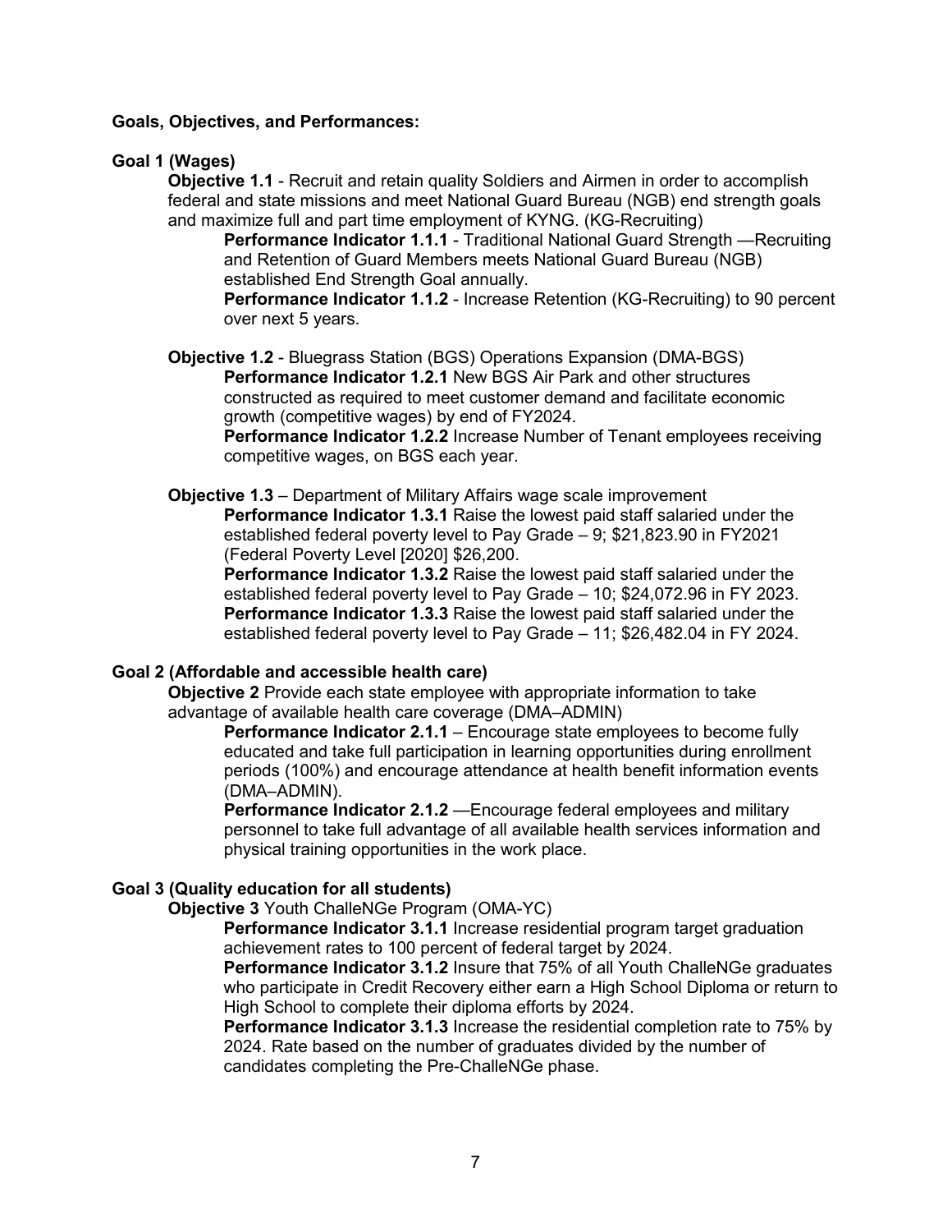**Goals, Objectives, and Performances:**

**Goal 1 (Wages)**

**Objective 1.1** - Recruit and retain quality Soldiers and Airmen in order to accomplish federal and state missions and meet National Guard Bureau (NGB) end strength goals and maximize full and part time employment of KYNG. (KG-Recruiting)

**Performance Indicator 1.1.1** - Traditional National Guard Strength —Recruiting and Retention of Guard Members meets National Guard Bureau (NGB) established End Strength Goal annually.

**Performance Indicator 1.1.2** - Increase Retention (KG-Recruiting) to 90 percent over next 5 years.

**Objective 1.2** - Bluegrass Station (BGS) Operations Expansion (DMA-BGS)

**Performance Indicator 1.2.1** New BGS Air Park and other structures constructed as required to meet customer demand and facilitate economic growth (competitive wages) by end of FY2024.

**Performance Indicator 1.2.2** Increase Number of Tenant employees receiving competitive wages, on BGS each year.

**Objective 1.3** – Department of Military Affairs wage scale improvement

**Performance Indicator 1.3.1** Raise the lowest paid staff salaried under the established federal poverty level to Pay Grade – 9; $21,823.90 in FY2021 (Federal Poverty Level [2020] $26,200.

**Performance Indicator 1.3.2** Raise the lowest paid staff salaried under the established federal poverty level to Pay Grade – 10; $24,072.96 in FY 2023.

**Performance Indicator 1.3.3** Raise the lowest paid staff salaried under the established federal poverty level to Pay Grade – 11; $26,482.04 in FY 2024.

**Goal 2 (Affordable and accessible health care)**

**Objective 2** Provide each state employee with appropriate information to take advantage of available health care coverage (DMA–ADMIN)

**Performance Indicator 2.1.1** – Encourage state employees to become fully educated and take full participation in learning opportunities during enrollment periods (100%) and encourage attendance at health benefit information events (DMA–ADMIN).

**Performance Indicator 2.1.2** —Encourage federal employees and military personnel to take full advantage of all available health services information and physical training opportunities in the work place.

**Goal 3 (Quality education for all students)**

**Objective 3** Youth ChalleNGe Program (OMA-YC)

**Performance Indicator 3.1.1** Increase residential program target graduation achievement rates to 100 percent of federal target by 2024.

**Performance Indicator 3.1.2** Insure that 75% of all Youth ChalleNGe graduates who participate in Credit Recovery either earn a High School Diploma or return to High School to complete their diploma efforts by 2024.

**Performance Indicator 3.1.3** Increase the residential completion rate to 75% by 2024. Rate based on the number of graduates divided by the number of candidates completing the Pre-ChalleNGe phase.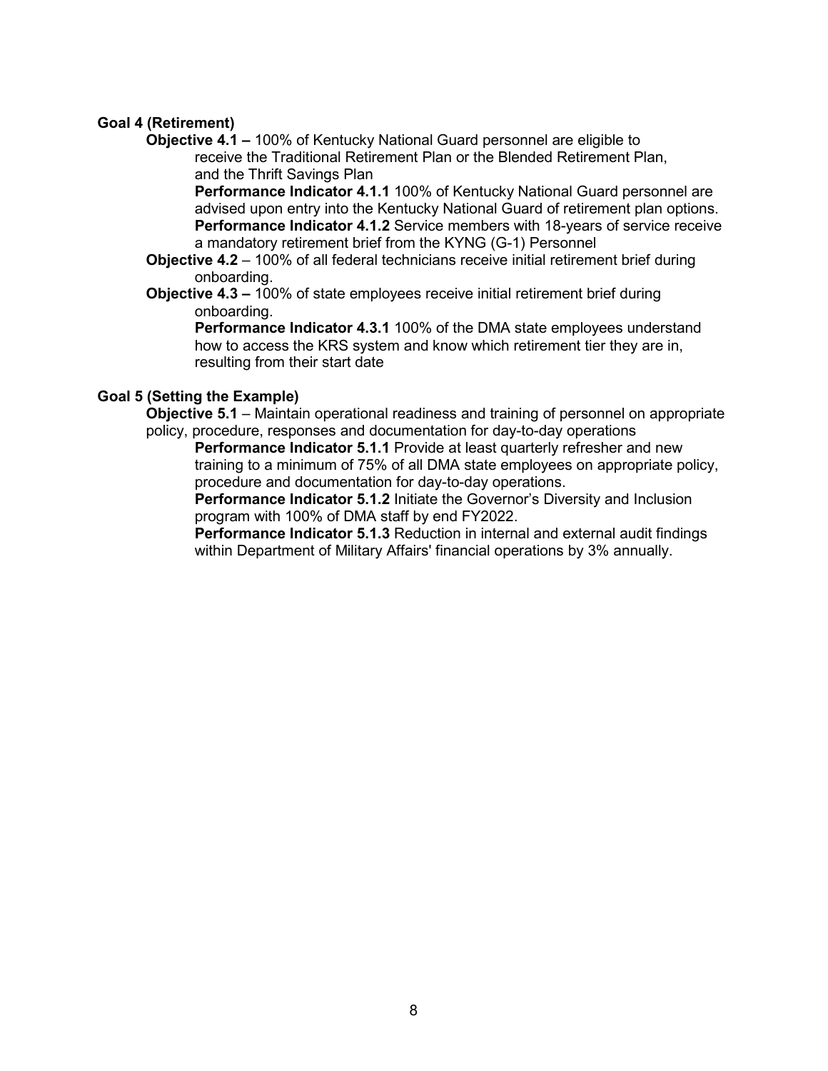**Goal 4 (Retirement)**

**Objective 4.1 –** 100% of Kentucky National Guard personnel are eligible to receive the Traditional Retirement Plan or the Blended Retirement Plan, and the Thrift Savings Plan

**Performance Indicator 4.1.1** 100% of Kentucky National Guard personnel are advised upon entry into the Kentucky National Guard of retirement plan options.

**Performance Indicator 4.1.2** Service members with 18-years of service receive a mandatory retirement brief from the KYNG (G-1) Personnel

**Objective 4.2** – 100% of all federal technicians receive initial retirement brief during onboarding.

**Objective 4.3 –** 100% of state employees receive initial retirement brief during onboarding.

**Performance Indicator 4.3.1** 100% of the DMA state employees understand how to access the KRS system and know which retirement tier they are in, resulting from their start date

**Goal 5 (Setting the Example)**

**Objective 5.1** – Maintain operational readiness and training of personnel on appropriate policy, procedure, responses and documentation for day-to-day operations

**Performance Indicator 5.1.1** Provide at least quarterly refresher and new training to a minimum of 75% of all DMA state employees on appropriate policy, procedure and documentation for day-to-day operations.

**Performance Indicator 5.1.2** Initiate the Governor's Diversity and Inclusion program with 100% of DMA staff by end FY2022.

**Performance Indicator 5.1.3** Reduction in internal and external audit findings within Department of Military Affairs' financial operations by 3% annually.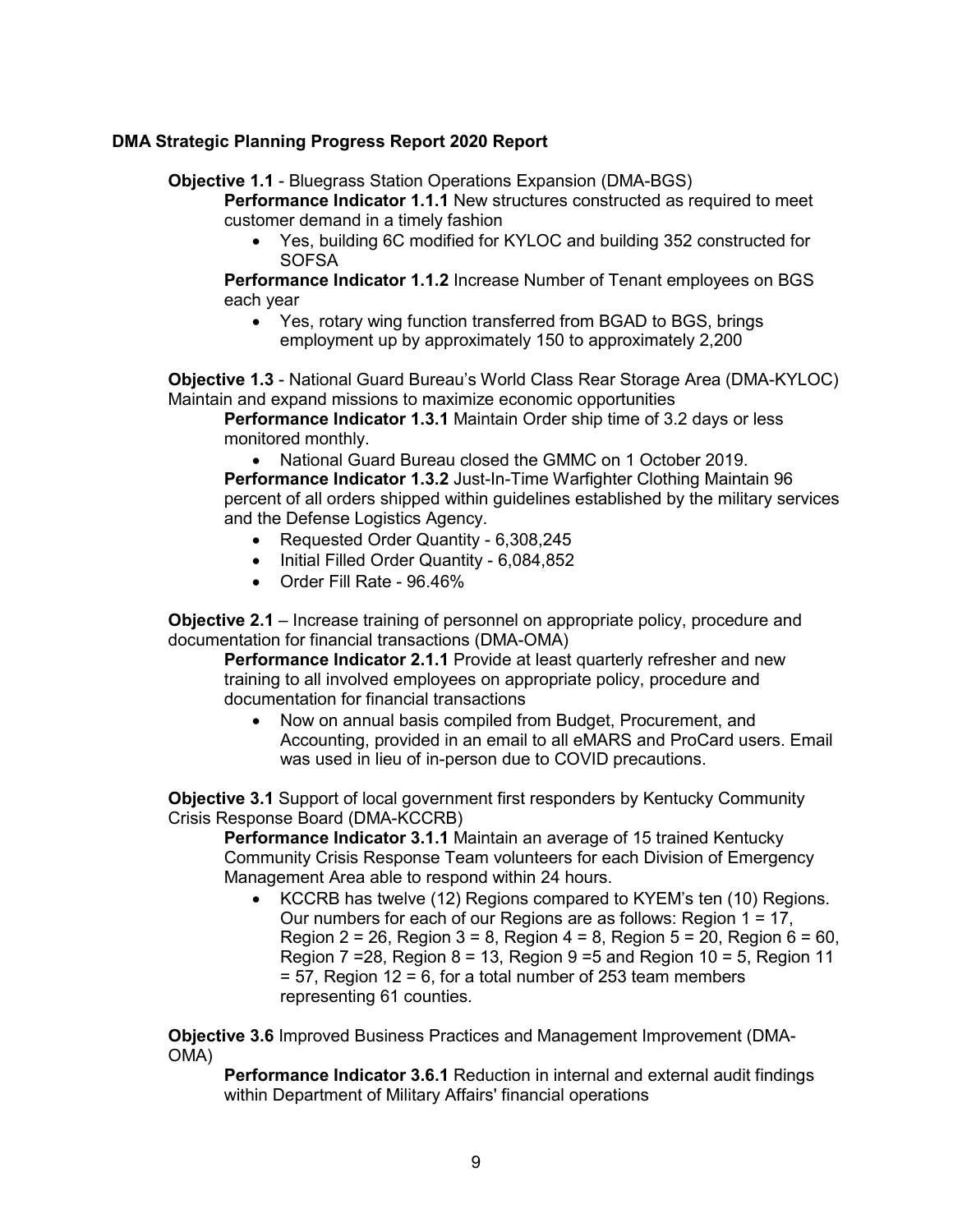**DMA Strategic Planning Progress Report 2020 Report**

**Objective 1.1** - Bluegrass Station Operations Expansion (DMA-BGS)

**Performance Indicator 1.1.1** New structures constructed as required to meet customer demand in a timely fashion

- Yes, building 6C modified for KYLOC and building 352 constructed for SOFSA

**Performance Indicator 1.1.2** Increase Number of Tenant employees on BGS each year

- Yes, rotary wing function transferred from BGAD to BGS, brings employment up by approximately 150 to approximately 2,200

**Objective 1.3** - National Guard Bureau's World Class Rear Storage Area (DMA-KYLOC) Maintain and expand missions to maximize economic opportunities

**Performance Indicator 1.3.1** Maintain Order ship time of 3.2 days or less monitored monthly.

- National Guard Bureau closed the GMMC on 1 October 2019.

**Performance Indicator 1.3.2** Just-In-Time Warfighter Clothing Maintain 96 percent of all orders shipped within guidelines established by the military services and the Defense Logistics Agency.

- Requested Order Quantity - 6,308,245
- Initial Filled Order Quantity - 6,084,852
- Order Fill Rate - 96.46%

**Objective 2.1** – Increase training of personnel on appropriate policy, procedure and documentation for financial transactions (DMA-OMA)

**Performance Indicator 2.1.1** Provide at least quarterly refresher and new training to all involved employees on appropriate policy, procedure and documentation for financial transactions

- Now on annual basis compiled from Budget, Procurement, and Accounting, provided in an email to all eMARS and ProCard users. Email was used in lieu of in-person due to COVID precautions.

**Objective 3.1** Support of local government first responders by Kentucky Community Crisis Response Board (DMA-KCCRB)

**Performance Indicator 3.1.1** Maintain an average of 15 trained Kentucky Community Crisis Response Team volunteers for each Division of Emergency Management Area able to respond within 24 hours.

- KCCRB has twelve (12) Regions compared to KYEM's ten (10) Regions. Our numbers for each of our Regions are as follows: Region 1 = 17, Region 2 = 26, Region 3 = 8, Region 4 = 8, Region 5 = 20, Region 6 = 60, Region 7 =28, Region 8 = 13, Region 9 =5 and Region 10 = 5, Region 11 = 57, Region 12 = 6, for a total number of 253 team members representing 61 counties.

**Objective 3.6** Improved Business Practices and Management Improvement (DMA-OMA)

**Performance Indicator 3.6.1** Reduction in internal and external audit findings within Department of Military Affairs' financial operations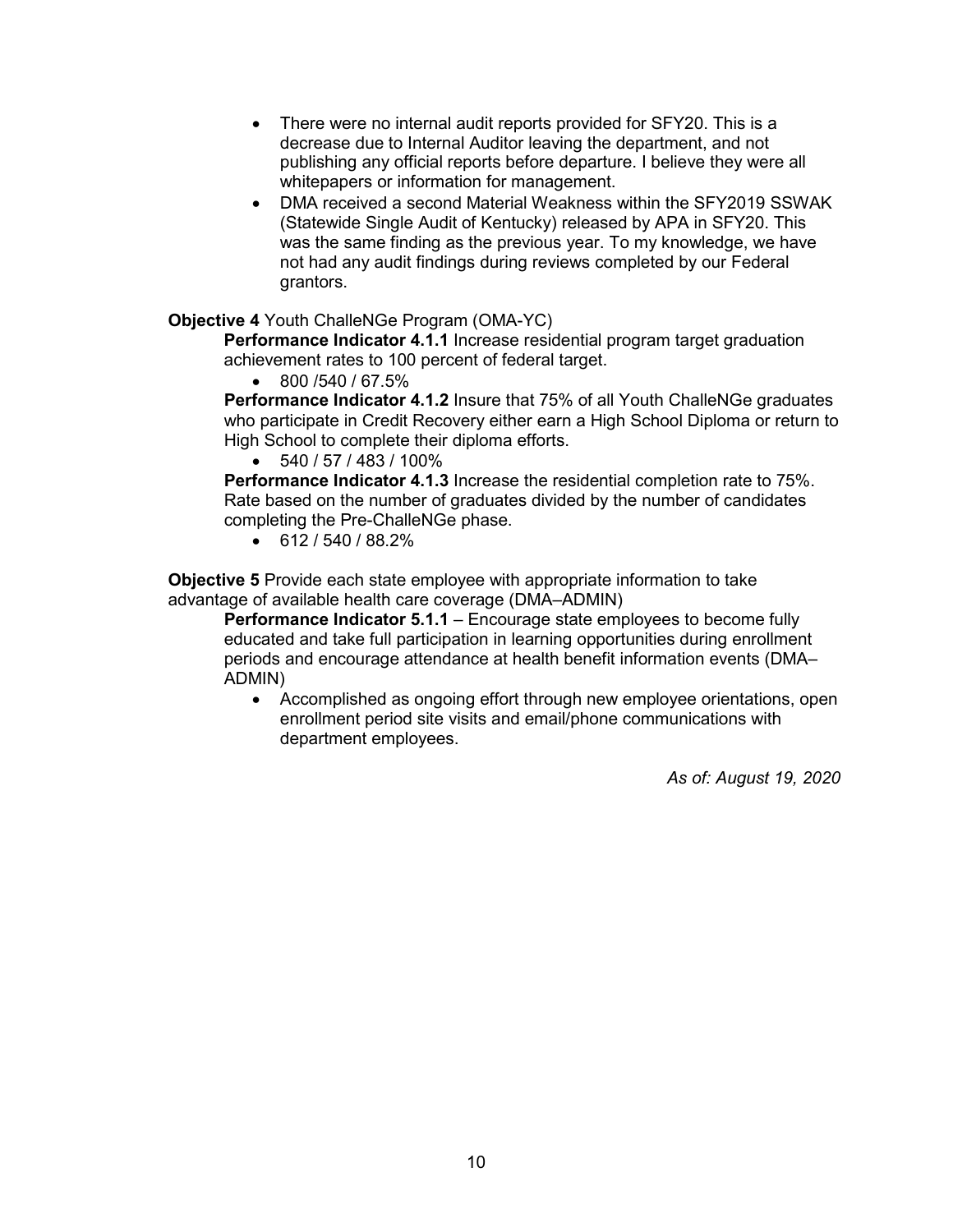- There were no internal audit reports provided for SFY20. This is a decrease due to Internal Auditor leaving the department, and not publishing any official reports before departure. I believe they were all whitepapers or information for management.
- DMA received a second Material Weakness within the SFY2019 SSWAK (Statewide Single Audit of Kentucky) released by APA in SFY20. This was the same finding as the previous year. To my knowledge, we have not had any audit findings during reviews completed by our Federal grantors.

**Objective 4** Youth ChalleNGe Program (OMA-YC)

**Performance Indicator 4.1.1** Increase residential program target graduation achievement rates to 100 percent of federal target.

- 800 /540 / 67.5%

**Performance Indicator 4.1.2** Insure that 75% of all Youth ChalleNGe graduates who participate in Credit Recovery either earn a High School Diploma or return to High School to complete their diploma efforts.

- 540 / 57 / 483 / 100%

**Performance Indicator 4.1.3** Increase the residential completion rate to 75%. Rate based on the number of graduates divided by the number of candidates completing the Pre-ChalleNGe phase.

- 612 / 540 / 88.2%

**Objective 5** Provide each state employee with appropriate information to take advantage of available health care coverage (DMA–ADMIN)

**Performance Indicator 5.1.1** – Encourage state employees to become fully educated and take full participation in learning opportunities during enrollment periods and encourage attendance at health benefit information events (DMA–ADMIN)

- Accomplished as ongoing effort through new employee orientations, open enrollment period site visits and email/phone communications with department employees.

*As of: August 19, 2020*